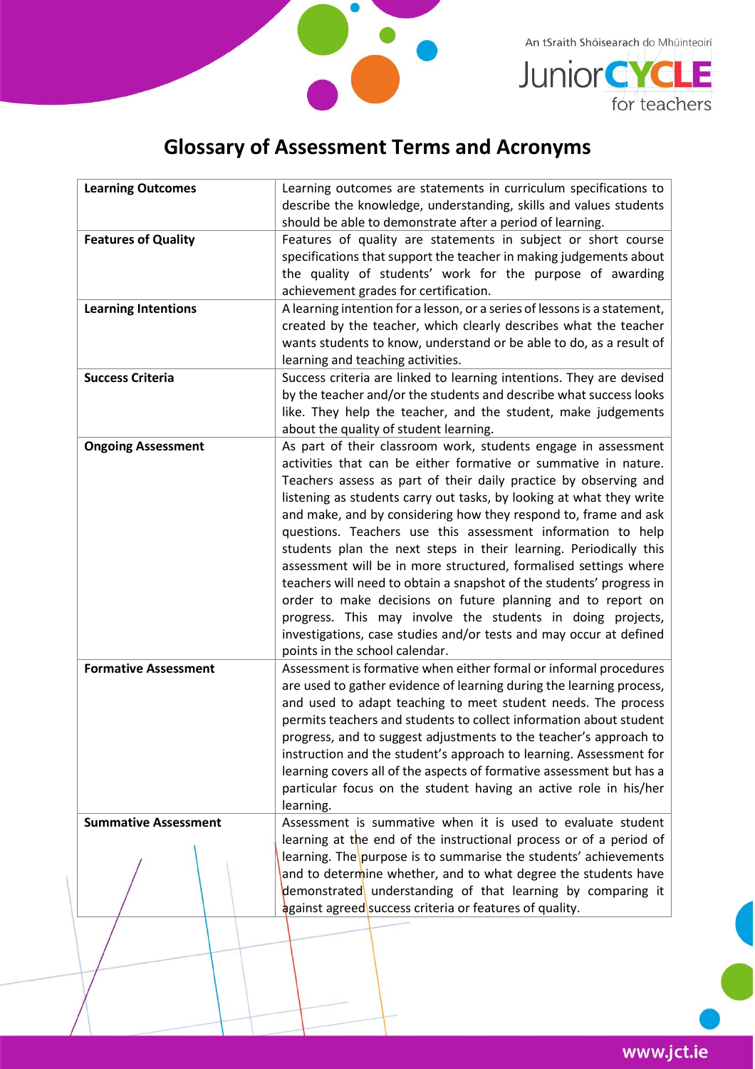# Glossary of Assessment Terms and Acronyms

| | |
|---|---|
| **Learning Outcomes** | Learning outcomes are statements in curriculum specifications to describe the knowledge, understanding, skills and values students should be able to demonstrate after a period of learning. |
| **Features of Quality** | Features of quality are statements in subject or short course specifications that support the teacher in making judgements about the quality of students' work for the purpose of awarding achievement grades for certification. |
| **Learning Intentions** | A learning intention for a lesson, or a series of lessons is a statement, created by the teacher, which clearly describes what the teacher wants students to know, understand or be able to do, as a result of learning and teaching activities. |
| **Success Criteria** | Success criteria are linked to learning intentions. They are devised by the teacher and/or the students and describe what success looks like. They help the teacher, and the student, make judgements about the quality of student learning. |
| **Ongoing Assessment** | As part of their classroom work, students engage in assessment activities that can be either formative or summative in nature. Teachers assess as part of their daily practice by observing and listening as students carry out tasks, by looking at what they write and make, and by considering how they respond to, frame and ask questions. Teachers use this assessment information to help students plan the next steps in their learning. Periodically this assessment will be in more structured, formalised settings where teachers will need to obtain a snapshot of the students' progress in order to make decisions on future planning and to report on progress. This may involve the students in doing projects, investigations, case studies and/or tests and may occur at defined points in the school calendar. |
| **Formative Assessment** | Assessment is formative when either formal or informal procedures are used to gather evidence of learning during the learning process, and used to adapt teaching to meet student needs. The process permits teachers and students to collect information about student progress, and to suggest adjustments to the teacher's approach to instruction and the student's approach to learning. Assessment for learning covers all of the aspects of formative assessment but has a particular focus on the student having an active role in his/her learning. |
| **Summative Assessment** | Assessment is summative when it is used to evaluate student learning at the end of the instructional process or of a period of learning. The purpose is to summarise the students' achievements and to determine whether, and to what degree the students have demonstrated understanding of that learning by comparing it against agreed success criteria or features of quality. |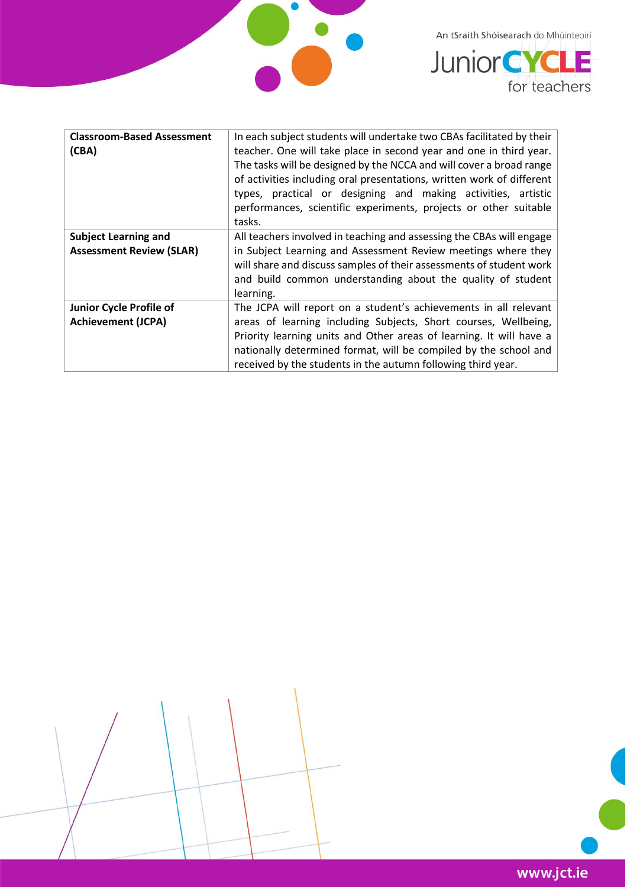| | |
|---|---|
| **Classroom-Based Assessment (CBA)** | In each subject students will undertake two CBAs facilitated by their teacher. One will take place in second year and one in third year. The tasks will be designed by the NCCA and will cover a broad range of activities including oral presentations, written work of different types, practical or designing and making activities, artistic performances, scientific experiments, projects or other suitable tasks. |
| **Subject Learning and Assessment Review (SLAR)** | All teachers involved in teaching and assessing the CBAs will engage in Subject Learning and Assessment Review meetings where they will share and discuss samples of their assessments of student work and build common understanding about the quality of student learning. |
| **Junior Cycle Profile of Achievement (JCPA)** | The JCPA will report on a student's achievements in all relevant areas of learning including Subjects, Short courses, Wellbeing, Priority learning units and Other areas of learning. It will have a nationally determined format, will be compiled by the school and received by the students in the autumn following third year. |